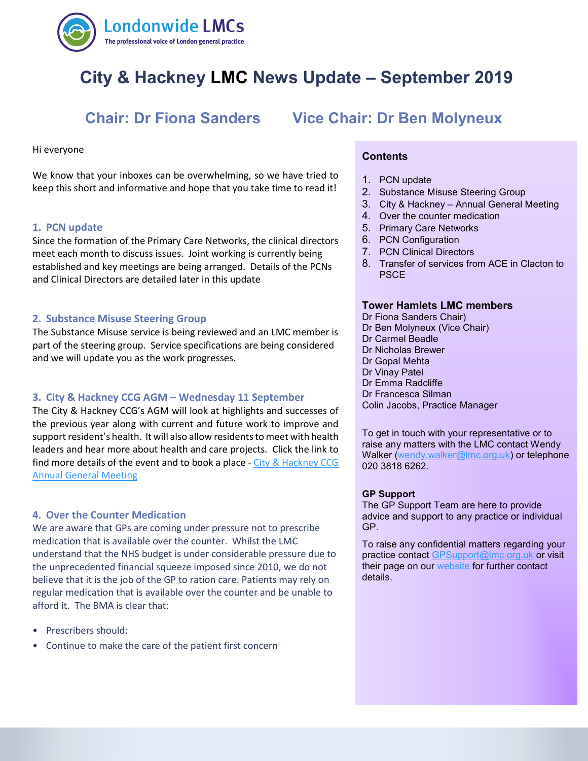Londonwide LMCs
The professional voice of London general practice

# City & Hackney LMC News Update – September 2019

## Chair: Dr Fiona Sanders Vice Chair: Dr Ben Molyneux

Hi everyone

We know that your inboxes can be overwhelming, so we have tried to keep this short and informative and hope that you take time to read it!

### 1. PCN update

Since the formation of the Primary Care Networks, the clinical directors meet each month to discuss issues. Joint working is currently being established and key meetings are being arranged. Details of the PCNs and Clinical Directors are detailed later in this update

### 2. Substance Misuse Steering Group

The Substance Misuse service is being reviewed and an LMC member is part of the steering group. Service specifications are being considered and we will update you as the work progresses.

### 3. City & Hackney CCG AGM – Wednesday 11 September

The City & Hackney CCG's AGM will look at highlights and successes of the previous year along with current and future work to improve and support resident's health. It will also allow residents to meet with health leaders and hear more about health and care projects. Click the link to find more details of the event and to book a place - [City & Hackney CCG Annual General Meeting]

### 4. Over the Counter Medication

We are aware that GPs are coming under pressure not to prescribe medication that is available over the counter. Whilst the LMC understand that the NHS budget is under considerable pressure due to the unprecedented financial squeeze imposed since 2010, we do not believe that it is the job of the GP to ration care. Patients may rely on regular medication that is available over the counter and be unable to afford it. The BMA is clear that:

- Prescribers should:
- Continue to make the care of the patient first concern

**Contents**

1. PCN update
2. Substance Misuse Steering Group
3. City & Hackney – Annual General Meeting
4. Over the counter medication
5. Primary Care Networks
6. PCN Configuration
7. PCN Clinical Directors
8. Transfer of services from ACE in Clacton to PSCE

**Tower Hamlets LMC members**

Dr Fiona Sanders Chair)
Dr Ben Molyneux (Vice Chair)
Dr Carmel Beadle
Dr Nicholas Brewer
Dr Gopal Mehta
Dr Vinay Patel
Dr Emma Radcliffe
Dr Francesca Silman
Colin Jacobs, Practice Manager

To get in touch with your representative or to raise any matters with the LMC contact Wendy Walker (wendy.walker@lmc.org.uk) or telephone 020 3818 6262.

**GP Support**

The GP Support Team are here to provide advice and support to any practice or individual GP.

To raise any confidential matters regarding your practice contact GPSupport@lmc.org.uk or visit their page on our website for further contact details.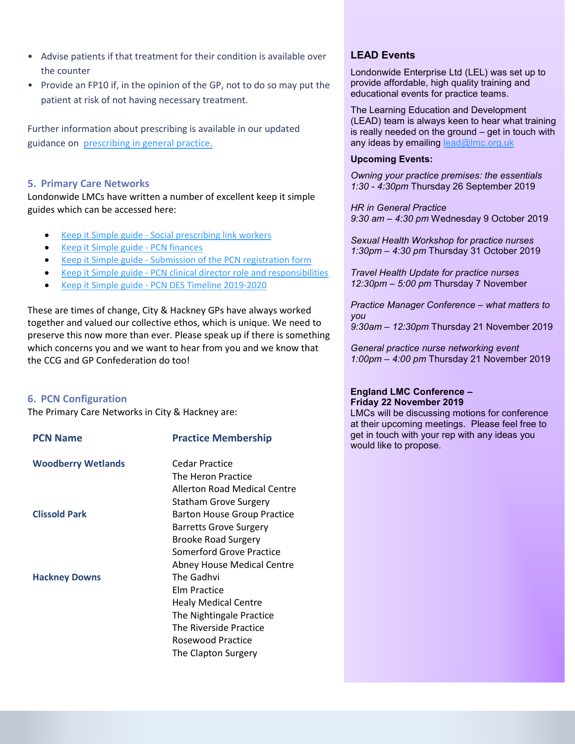- Advise patients if that treatment for their condition is available over the counter
- Provide an FP10 if, in the opinion of the GP, not to do so may put the patient at risk of not having necessary treatment.

Further information about prescribing is available in our updated guidance on [prescribing in general practice.](#)

## 5. Primary Care Networks

Londonwide LMCs have written a number of excellent keep it simple guides which can be accessed here:

- Keep it Simple guide - Social prescribing link workers
- Keep it Simple guide - PCN finances
- Keep it Simple guide - Submission of the PCN registration form
- Keep it Simple guide - PCN clinical director role and responsibilities
- Keep it Simple guide - PCN DES Timeline 2019-2020

These are times of change, City & Hackney GPs have always worked together and valued our collective ethos, which is unique. We need to preserve this now more than ever. Please speak up if there is something which concerns you and we want to hear from you and we know that the CCG and GP Confederation do too!

## 6. PCN Configuration

The Primary Care Networks in City & Hackney are:

| PCN Name | Practice Membership |
|---|---|
| **Woodberry Wetlands** | Cedar Practice |
| | The Heron Practice |
| | Allerton Road Medical Centre |
| | Statham Grove Surgery |
| **Clissold Park** | Barton House Group Practice |
| | Barretts Grove Surgery |
| | Brooke Road Surgery |
| | Somerford Grove Practice |
| | Abney House Medical Centre |
| **Hackney Downs** | The Gadhvi |
| | Elm Practice |
| | Healy Medical Centre |
| | The Nightingale Practice |
| | The Riverside Practice |
| | Rosewood Practice |
| | The Clapton Surgery |

## LEAD Events

Londonwide Enterprise Ltd (LEL) was set up to provide affordable, high quality training and educational events for practice teams.

The Learning Education and Development (LEAD) team is always keen to hear what training is really needed on the ground – get in touch with any ideas by emailing lead@lmc.org.uk

**Upcoming Events:**

*Owning your practice premises: the essentials*
*1:30 - 4:30pm* Thursday 26 September 2019

*HR in General Practice*
*9:30 am – 4:30 pm* Wednesday 9 October 2019

*Sexual Health Workshop for practice nurses*
*1:30pm – 4:30 pm* Thursday 31 October 2019

*Travel Health Update for practice nurses*
*12:30pm – 5:00 pm* Thursday 7 November

*Practice Manager Conference – what matters to you*
*9:30am – 12:30pm* Thursday 21 November 2019

*General practice nurse networking event*
*1:00pm – 4:00 pm* Thursday 21 November 2019

**England LMC Conference – Friday 22 November 2019**

LMCs will be discussing motions for conference at their upcoming meetings. Please feel free to get in touch with your rep with any ideas you would like to propose.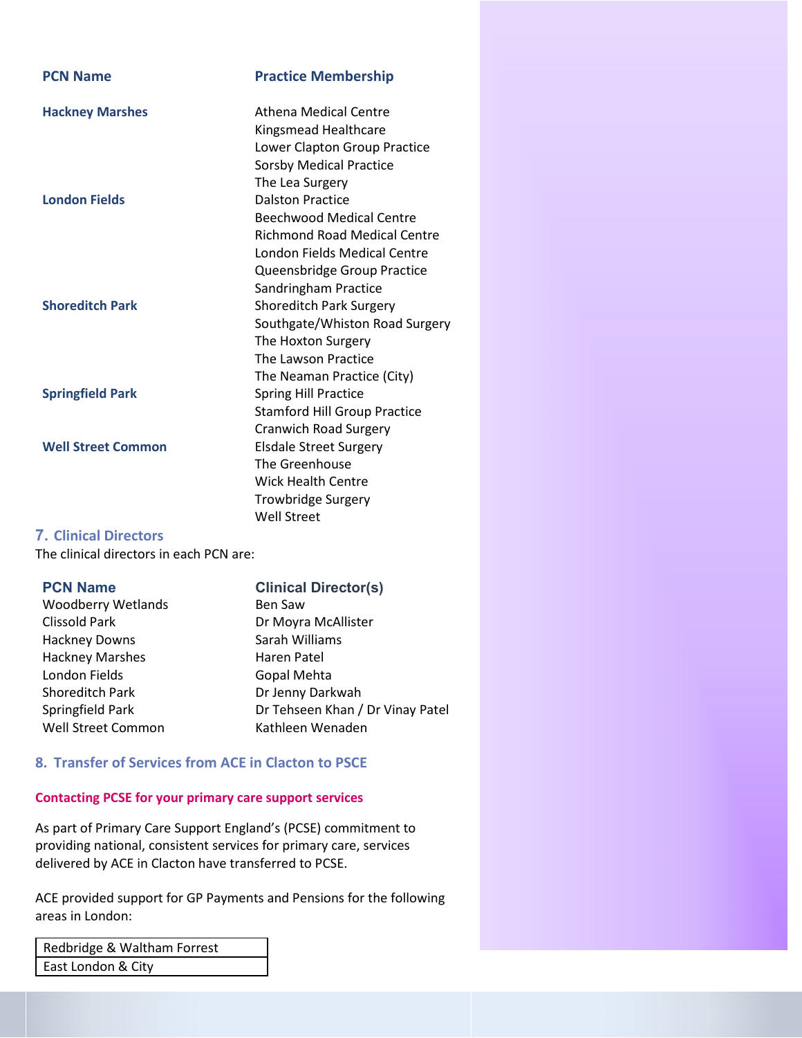| PCN Name | Practice Membership |
|---|---|
| Hackney Marshes | Athena Medical Centre |
| | Kingsmead Healthcare |
| | Lower Clapton Group Practice |
| | Sorsby Medical Practice |
| | The Lea Surgery |
| London Fields | Dalston Practice |
| | Beechwood Medical Centre |
| | Richmond Road Medical Centre |
| | London Fields Medical Centre |
| | Queensbridge Group Practice |
| | Sandringham Practice |
| Shoreditch Park | Shoreditch Park Surgery |
| | Southgate/Whiston Road Surgery |
| | The Hoxton Surgery |
| | The Lawson Practice |
| | The Neaman Practice (City) |
| Springfield Park | Spring Hill Practice |
| | Stamford Hill Group Practice |
| | Cranwich Road Surgery |
| Well Street Common | Elsdale Street Surgery |
| | The Greenhouse |
| | Wick Health Centre |
| | Trowbridge Surgery |
| | Well Street |

## 7. Clinical Directors

The clinical directors in each PCN are:

| PCN Name | Clinical Director(s) |
|---|---|
| Woodberry Wetlands | Ben Saw |
| Clissold Park | Dr Moyra McAllister |
| Hackney Downs | Sarah Williams |
| Hackney Marshes | Haren Patel |
| London Fields | Gopal Mehta |
| Shoreditch Park | Dr Jenny Darkwah |
| Springfield Park | Dr Tehseen Khan / Dr Vinay Patel |
| Well Street Common | Kathleen Wenaden |

## 8. Transfer of Services from ACE in Clacton to PSCE

### Contacting PCSE for your primary care support services

As part of Primary Care Support England's (PCSE) commitment to providing national, consistent services for primary care, services delivered by ACE in Clacton have transferred to PCSE.

ACE provided support for GP Payments and Pensions for the following areas in London:

| Redbridge & Waltham Forrest |
|---|
| East London & City |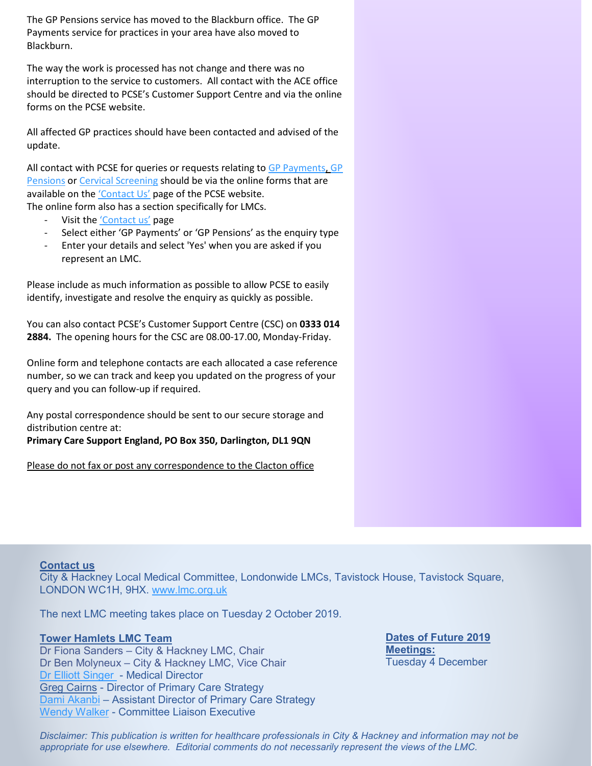The GP Pensions service has moved to the Blackburn office. The GP Payments service for practices in your area have also moved to Blackburn.

The way the work is processed has not change and there was no interruption to the service to customers. All contact with the ACE office should be directed to PCSE's Customer Support Centre and via the online forms on the PCSE website.

All affected GP practices should have been contacted and advised of the update.

All contact with PCSE for queries or requests relating to GP Payments, GP Pensions or Cervical Screening should be via the online forms that are available on the 'Contact Us' page of the PCSE website.
The online form also has a section specifically for LMCs.

- Visit the 'Contact us' page
- Select either 'GP Payments' or 'GP Pensions' as the enquiry type
- Enter your details and select 'Yes' when you are asked if you represent an LMC.

Please include as much information as possible to allow PCSE to easily identify, investigate and resolve the enquiry as quickly as possible.

You can also contact PCSE's Customer Support Centre (CSC) on **0333 014 2884.** The opening hours for the CSC are 08.00-17.00, Monday-Friday.

Online form and telephone contacts are each allocated a case reference number, so we can track and keep you updated on the progress of your query and you can follow-up if required.

Any postal correspondence should be sent to our secure storage and distribution centre at:
**Primary Care Support England, PO Box 350, Darlington, DL1 9QN**

Please do not fax or post any correspondence to the Clacton office

**Contact us**
City & Hackney Local Medical Committee, Londonwide LMCs, Tavistock House, Tavistock Square, LONDON WC1H, 9HX. www.lmc.org.uk

The next LMC meeting takes place on Tuesday 2 October 2019.

**Tower Hamlets LMC Team**
Dr Fiona Sanders – City & Hackney LMC, Chair
Dr Ben Molyneux – City & Hackney LMC, Vice Chair
Dr Elliott Singer - Medical Director
Greg Cairns - Director of Primary Care Strategy
Dami Akanbi – Assistant Director of Primary Care Strategy
Wendy Walker - Committee Liaison Executive

**Dates of Future 2019 Meetings:**
Tuesday 4 December

*Disclaimer: This publication is written for healthcare professionals in City & Hackney and information may not be appropriate for use elsewhere. Editorial comments do not necessarily represent the views of the LMC.*